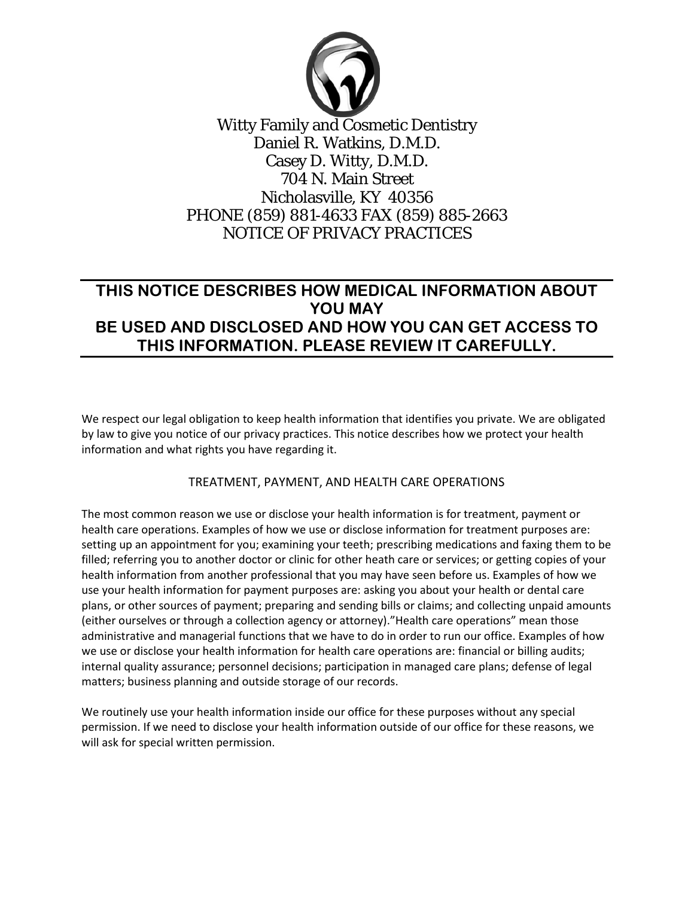Witty Family and Cosmetic Dentistry
Daniel R. Watkins, D.M.D.
Casey D. Witty, D.M.D.
704 N. Main Street
Nicholasville, KY 40356
PHONE (859) 881-4633 FAX (859) 885-2663
NOTICE OF PRIVACY PRACTICES

## THIS NOTICE DESCRIBES HOW MEDICAL INFORMATION ABOUT YOU MAY BE USED AND DISCLOSED AND HOW YOU CAN GET ACCESS TO THIS INFORMATION. PLEASE REVIEW IT CAREFULLY.

We respect our legal obligation to keep health information that identifies you private. We are obligated by law to give you notice of our privacy practices. This notice describes how we protect your health information and what rights you have regarding it.

### TREATMENT, PAYMENT, AND HEALTH CARE OPERATIONS

The most common reason we use or disclose your health information is for treatment, payment or health care operations. Examples of how we use or disclose information for treatment purposes are: setting up an appointment for you; examining your teeth; prescribing medications and faxing them to be filled; referring you to another doctor or clinic for other heath care or services; or getting copies of your health information from another professional that you may have seen before us. Examples of how we use your health information for payment purposes are: asking you about your health or dental care plans, or other sources of payment; preparing and sending bills or claims; and collecting unpaid amounts (either ourselves or through a collection agency or attorney)."Health care operations" mean those administrative and managerial functions that we have to do in order to run our office. Examples of how we use or disclose your health information for health care operations are: financial or billing audits; internal quality assurance; personnel decisions; participation in managed care plans; defense of legal matters; business planning and outside storage of our records.

We routinely use your health information inside our office for these purposes without any special permission. If we need to disclose your health information outside of our office for these reasons, we will ask for special written permission.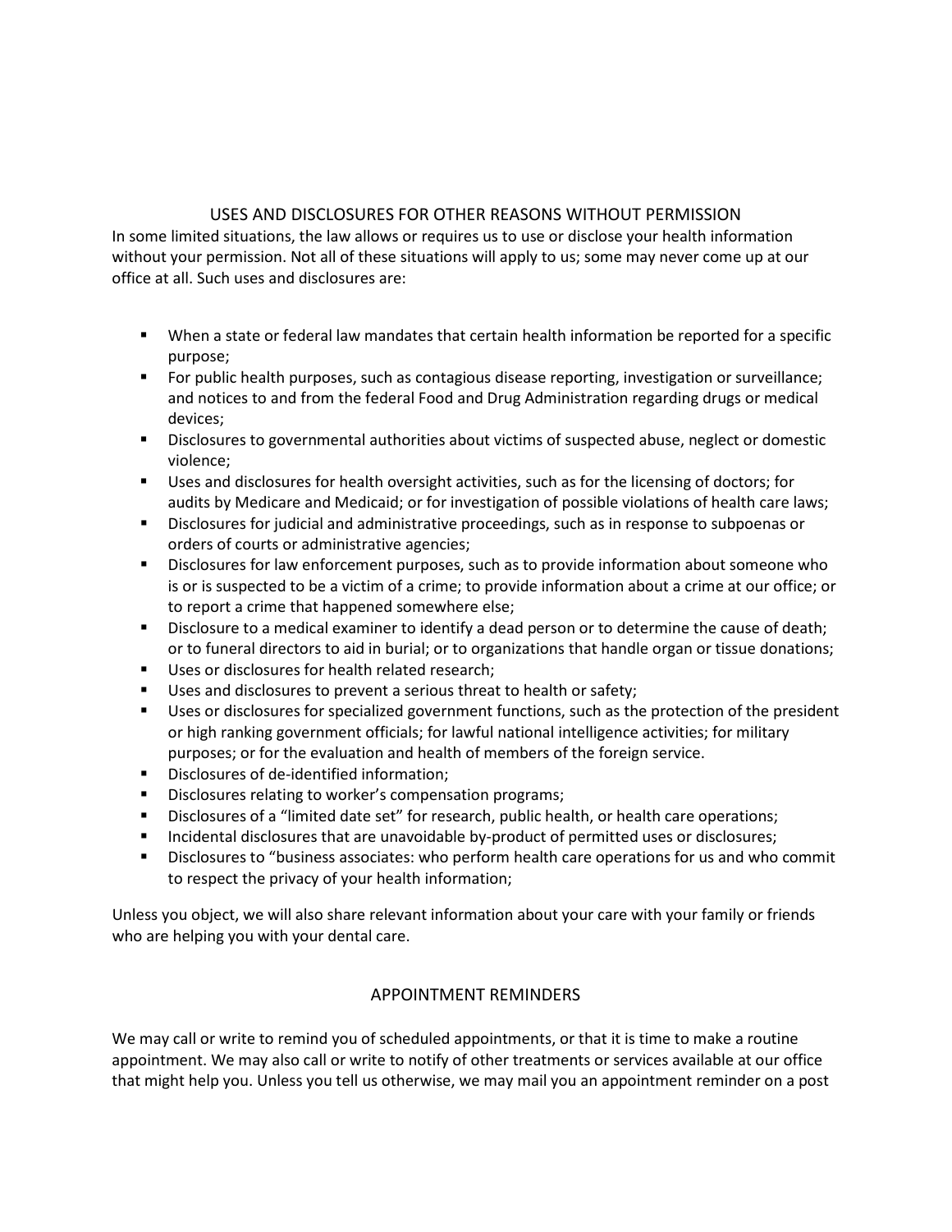## USES AND DISCLOSURES FOR OTHER REASONS WITHOUT PERMISSION

In some limited situations, the law allows or requires us to use or disclose your health information without your permission. Not all of these situations will apply to us; some may never come up at our office at all. Such uses and disclosures are:

- When a state or federal law mandates that certain health information be reported for a specific purpose;
- For public health purposes, such as contagious disease reporting, investigation or surveillance; and notices to and from the federal Food and Drug Administration regarding drugs or medical devices;
- Disclosures to governmental authorities about victims of suspected abuse, neglect or domestic violence;
- Uses and disclosures for health oversight activities, such as for the licensing of doctors; for audits by Medicare and Medicaid; or for investigation of possible violations of health care laws;
- Disclosures for judicial and administrative proceedings, such as in response to subpoenas or orders of courts or administrative agencies;
- Disclosures for law enforcement purposes, such as to provide information about someone who is or is suspected to be a victim of a crime; to provide information about a crime at our office; or to report a crime that happened somewhere else;
- Disclosure to a medical examiner to identify a dead person or to determine the cause of death; or to funeral directors to aid in burial; or to organizations that handle organ or tissue donations;
- Uses or disclosures for health related research;
- Uses and disclosures to prevent a serious threat to health or safety;
- Uses or disclosures for specialized government functions, such as the protection of the president or high ranking government officials; for lawful national intelligence activities; for military purposes; or for the evaluation and health of members of the foreign service.
- Disclosures of de-identified information;
- Disclosures relating to worker's compensation programs;
- Disclosures of a "limited date set" for research, public health, or health care operations;
- Incidental disclosures that are unavoidable by-product of permitted uses or disclosures;
- Disclosures to "business associates: who perform health care operations for us and who commit to respect the privacy of your health information;

Unless you object, we will also share relevant information about your care with your family or friends who are helping you with your dental care.

## APPOINTMENT REMINDERS

We may call or write to remind you of scheduled appointments, or that it is time to make a routine appointment. We may also call or write to notify of other treatments or services available at our office that might help you. Unless you tell us otherwise, we may mail you an appointment reminder on a post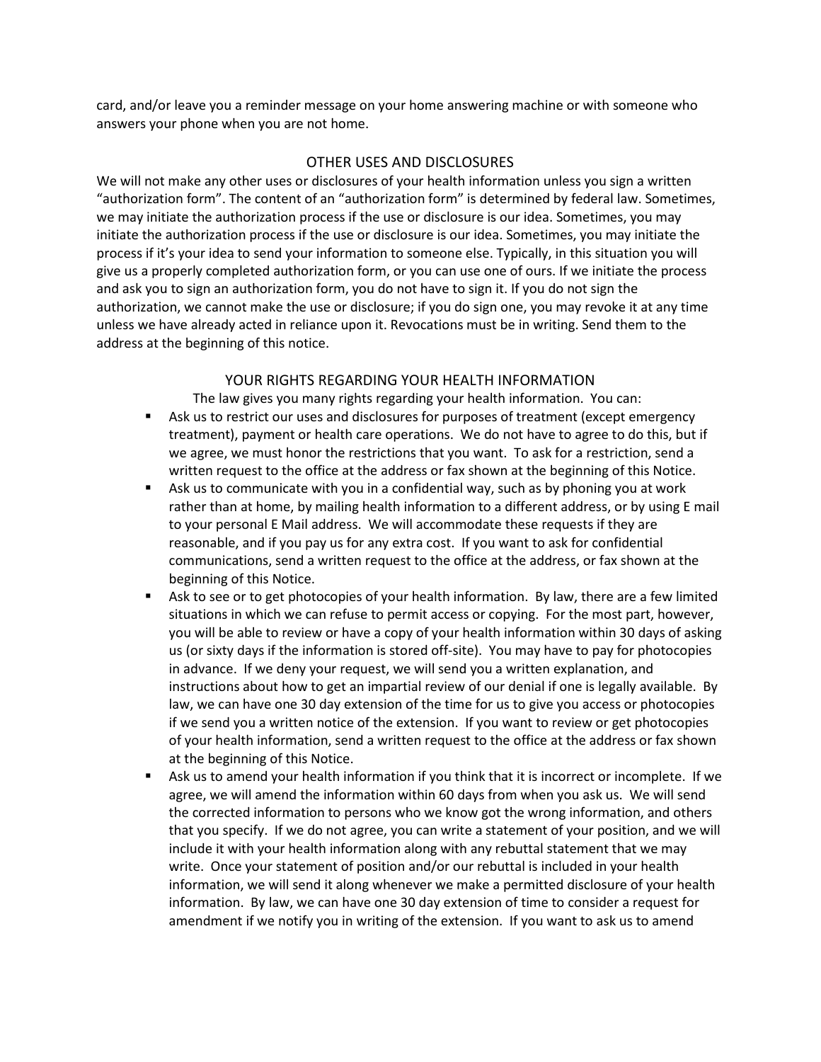card, and/or leave you a reminder message on your home answering machine or with someone who answers your phone when you are not home.

## OTHER USES AND DISCLOSURES

We will not make any other uses or disclosures of your health information unless you sign a written "authorization form". The content of an "authorization form" is determined by federal law. Sometimes, we may initiate the authorization process if the use or disclosure is our idea. Sometimes, you may initiate the authorization process if the use or disclosure is our idea. Sometimes, you may initiate the process if it's your idea to send your information to someone else. Typically, in this situation you will give us a properly completed authorization form, or you can use one of ours. If we initiate the process and ask you to sign an authorization form, you do not have to sign it. If you do not sign the authorization, we cannot make the use or disclosure; if you do sign one, you may revoke it at any time unless we have already acted in reliance upon it. Revocations must be in writing. Send them to the address at the beginning of this notice.

## YOUR RIGHTS REGARDING YOUR HEALTH INFORMATION

The law gives you many rights regarding your health information. You can:

- Ask us to restrict our uses and disclosures for purposes of treatment (except emergency treatment), payment or health care operations. We do not have to agree to do this, but if we agree, we must honor the restrictions that you want. To ask for a restriction, send a written request to the office at the address or fax shown at the beginning of this Notice.
- Ask us to communicate with you in a confidential way, such as by phoning you at work rather than at home, by mailing health information to a different address, or by using E mail to your personal E Mail address. We will accommodate these requests if they are reasonable, and if you pay us for any extra cost. If you want to ask for confidential communications, send a written request to the office at the address, or fax shown at the beginning of this Notice.
- Ask to see or to get photocopies of your health information. By law, there are a few limited situations in which we can refuse to permit access or copying. For the most part, however, you will be able to review or have a copy of your health information within 30 days of asking us (or sixty days if the information is stored off-site). You may have to pay for photocopies in advance. If we deny your request, we will send you a written explanation, and instructions about how to get an impartial review of our denial if one is legally available. By law, we can have one 30 day extension of the time for us to give you access or photocopies if we send you a written notice of the extension. If you want to review or get photocopies of your health information, send a written request to the office at the address or fax shown at the beginning of this Notice.
- Ask us to amend your health information if you think that it is incorrect or incomplete. If we agree, we will amend the information within 60 days from when you ask us. We will send the corrected information to persons who we know got the wrong information, and others that you specify. If we do not agree, you can write a statement of your position, and we will include it with your health information along with any rebuttal statement that we may write. Once your statement of position and/or our rebuttal is included in your health information, we will send it along whenever we make a permitted disclosure of your health information. By law, we can have one 30 day extension of time to consider a request for amendment if we notify you in writing of the extension. If you want to ask us to amend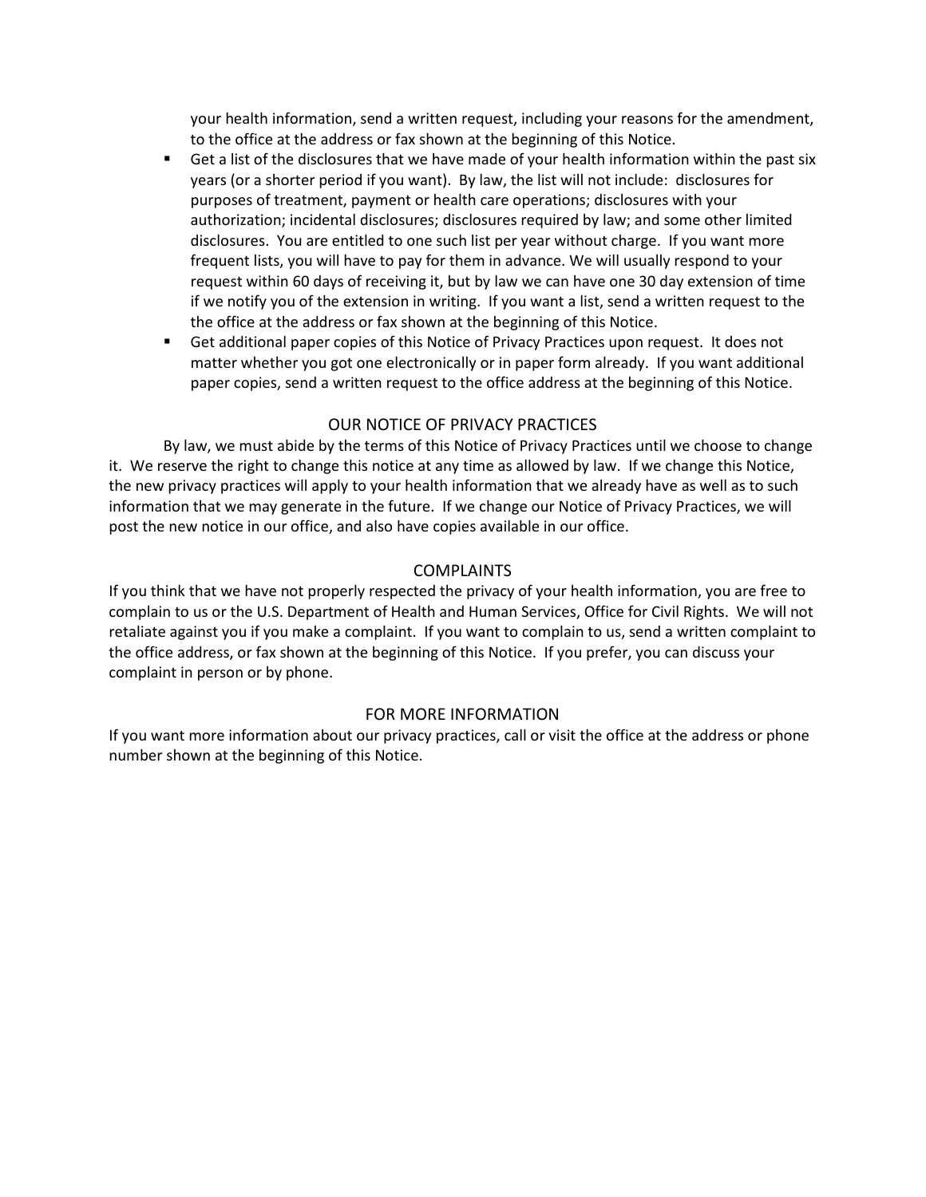your health information, send a written request, including your reasons for the amendment, to the office at the address or fax shown at the beginning of this Notice.

- Get a list of the disclosures that we have made of your health information within the past six years (or a shorter period if you want). By law, the list will not include: disclosures for purposes of treatment, payment or health care operations; disclosures with your authorization; incidental disclosures; disclosures required by law; and some other limited disclosures. You are entitled to one such list per year without charge. If you want more frequent lists, you will have to pay for them in advance. We will usually respond to your request within 60 days of receiving it, but by law we can have one 30 day extension of time if we notify you of the extension in writing. If you want a list, send a written request to the the office at the address or fax shown at the beginning of this Notice.
- Get additional paper copies of this Notice of Privacy Practices upon request. It does not matter whether you got one electronically or in paper form already. If you want additional paper copies, send a written request to the office address at the beginning of this Notice.

## OUR NOTICE OF PRIVACY PRACTICES

By law, we must abide by the terms of this Notice of Privacy Practices until we choose to change it. We reserve the right to change this notice at any time as allowed by law. If we change this Notice, the new privacy practices will apply to your health information that we already have as well as to such information that we may generate in the future. If we change our Notice of Privacy Practices, we will post the new notice in our office, and also have copies available in our office.

## COMPLAINTS

If you think that we have not properly respected the privacy of your health information, you are free to complain to us or the U.S. Department of Health and Human Services, Office for Civil Rights. We will not retaliate against you if you make a complaint. If you want to complain to us, send a written complaint to the office address, or fax shown at the beginning of this Notice. If you prefer, you can discuss your complaint in person or by phone.

## FOR MORE INFORMATION

If you want more information about our privacy practices, call or visit the office at the address or phone number shown at the beginning of this Notice.